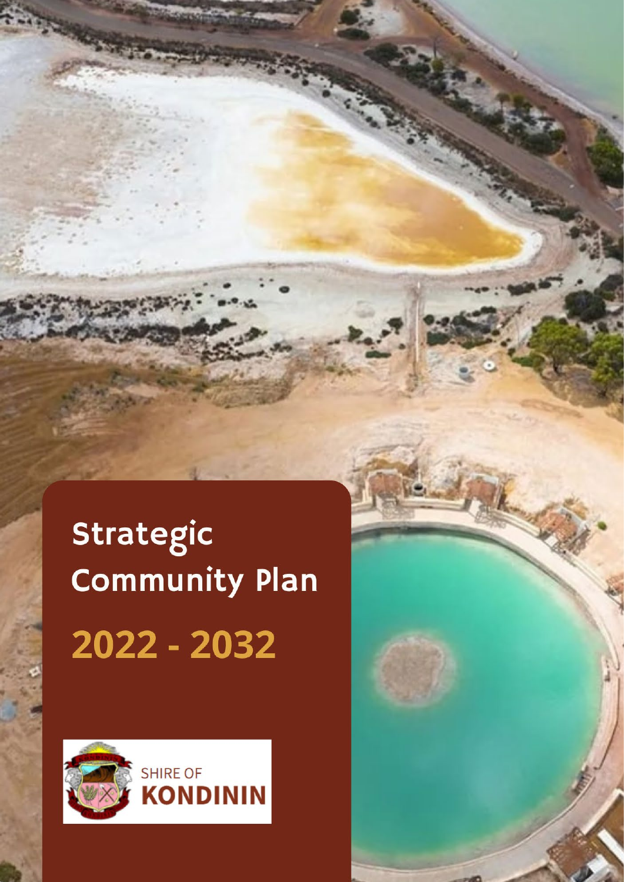# Strategic Community Plan

## 2022 - 2032

SHIRE OF
**KONDININ**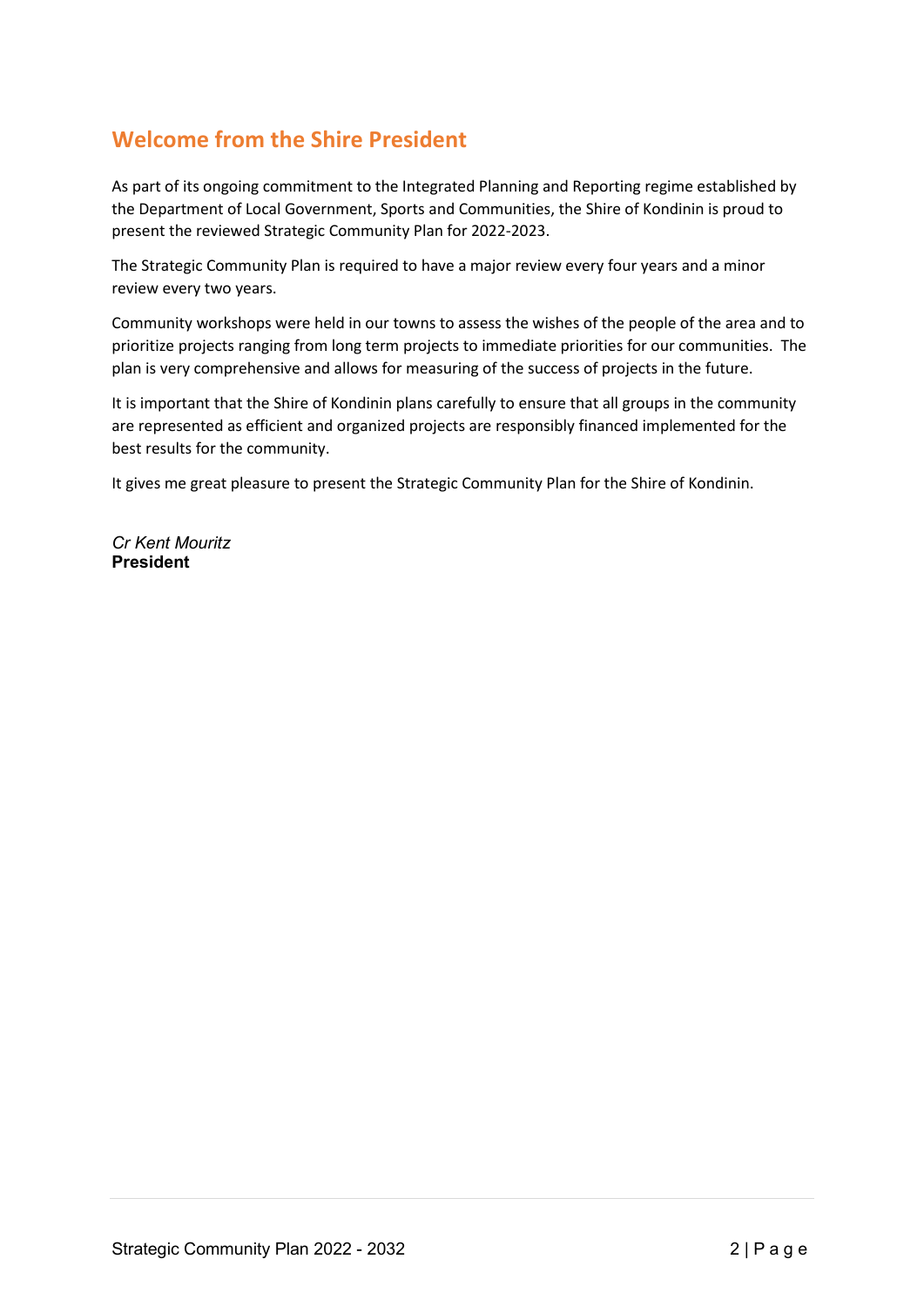## Welcome from the Shire President

As part of its ongoing commitment to the Integrated Planning and Reporting regime established by the Department of Local Government, Sports and Communities, the Shire of Kondinin is proud to present the reviewed Strategic Community Plan for 2022-2023.

The Strategic Community Plan is required to have a major review every four years and a minor review every two years.

Community workshops were held in our towns to assess the wishes of the people of the area and to prioritize projects ranging from long term projects to immediate priorities for our communities. The plan is very comprehensive and allows for measuring of the success of projects in the future.

It is important that the Shire of Kondinin plans carefully to ensure that all groups in the community are represented as efficient and organized projects are responsibly financed implemented for the best results for the community.

It gives me great pleasure to present the Strategic Community Plan for the Shire of Kondinin.

*Cr Kent Mouritz*
**President**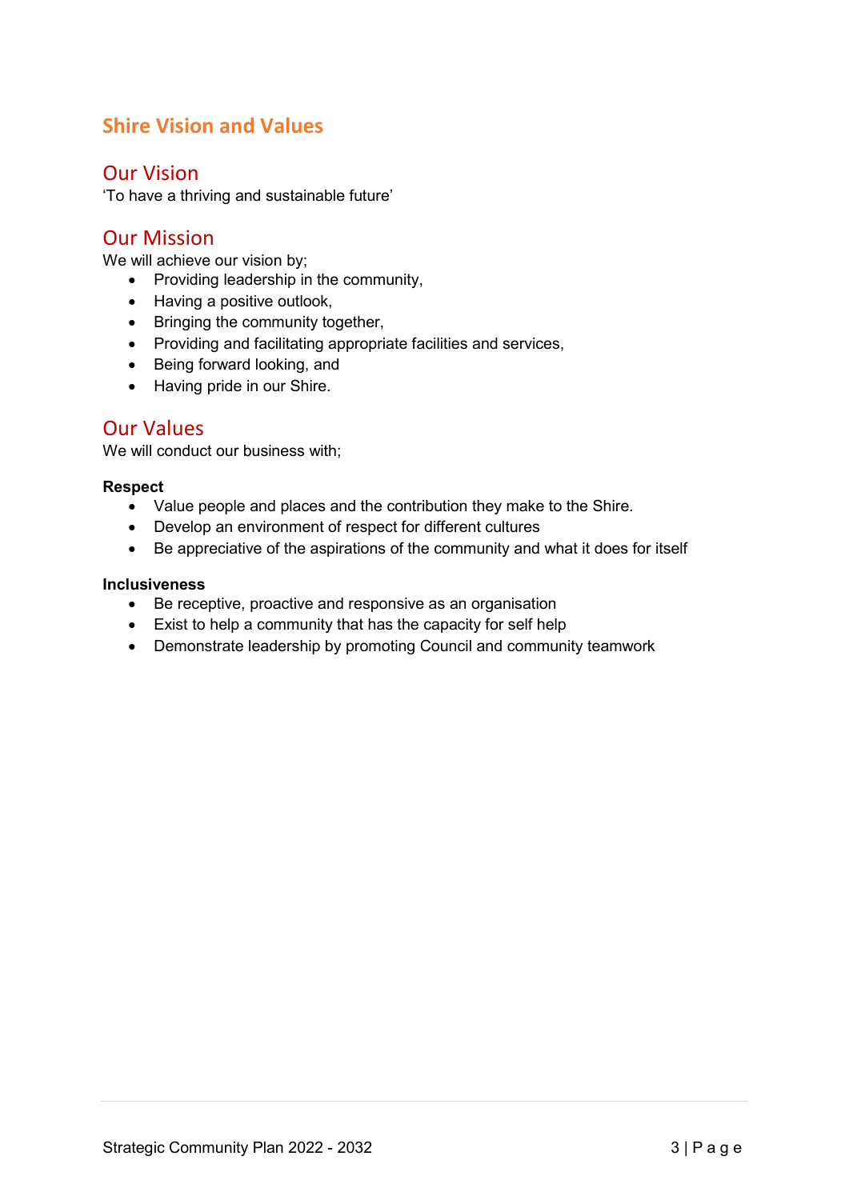# Shire Vision and Values

## Our Vision

'To have a thriving and sustainable future'

## Our Mission

We will achieve our vision by;

- Providing leadership in the community,
- Having a positive outlook,
- Bringing the community together,
- Providing and facilitating appropriate facilities and services,
- Being forward looking, and
- Having pride in our Shire.

## Our Values

We will conduct our business with;

**Respect**

- Value people and places and the contribution they make to the Shire.
- Develop an environment of respect for different cultures
- Be appreciative of the aspirations of the community and what it does for itself

**Inclusiveness**

- Be receptive, proactive and responsive as an organisation
- Exist to help a community that has the capacity for self help
- Demonstrate leadership by promoting Council and community teamwork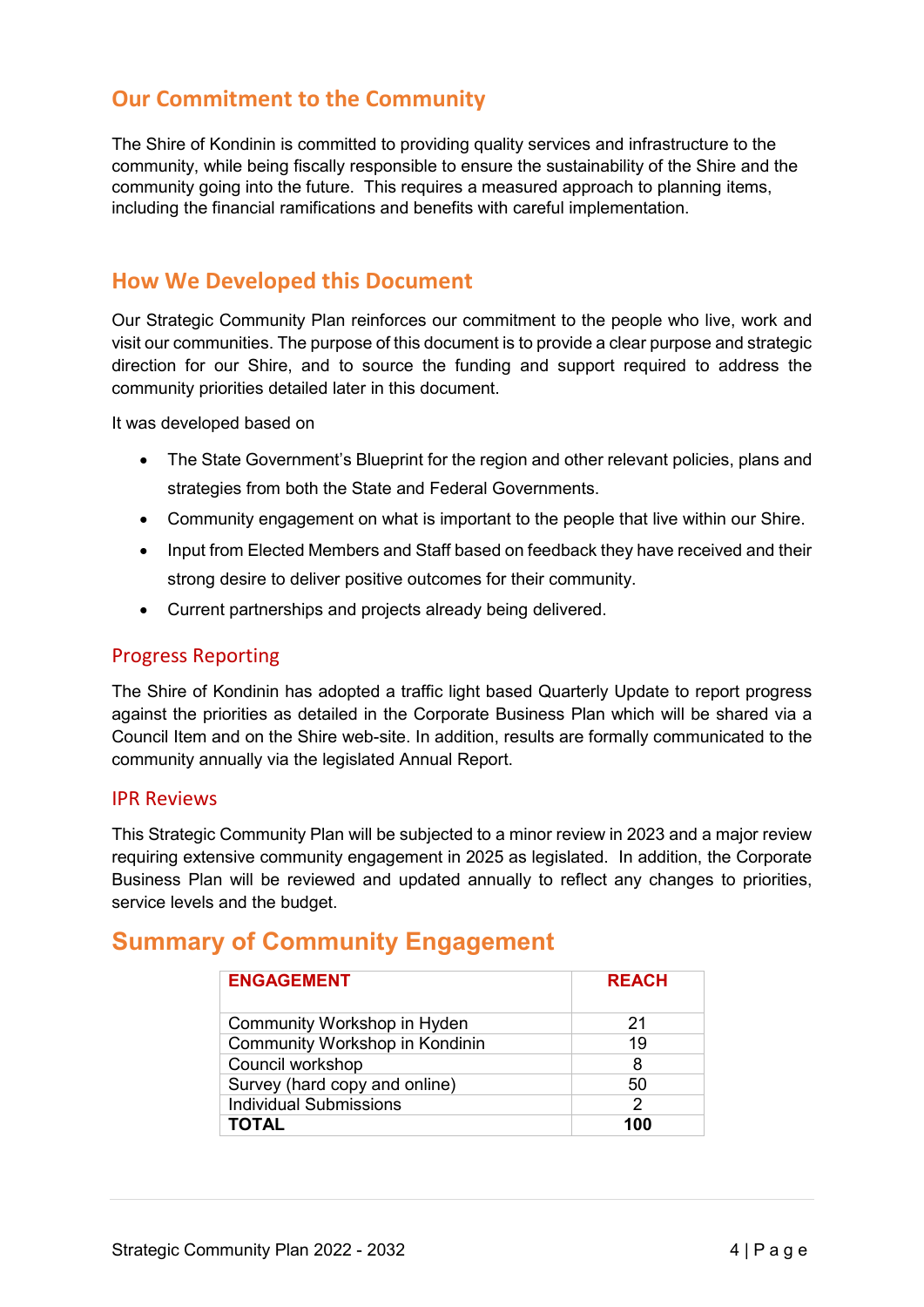## Our Commitment to the Community

The Shire of Kondinin is committed to providing quality services and infrastructure to the community, while being fiscally responsible to ensure the sustainability of the Shire and the community going into the future. This requires a measured approach to planning items, including the financial ramifications and benefits with careful implementation.

## How We Developed this Document

Our Strategic Community Plan reinforces our commitment to the people who live, work and visit our communities. The purpose of this document is to provide a clear purpose and strategic direction for our Shire, and to source the funding and support required to address the community priorities detailed later in this document.

It was developed based on

- The State Government's Blueprint for the region and other relevant policies, plans and strategies from both the State and Federal Governments.
- Community engagement on what is important to the people that live within our Shire.
- Input from Elected Members and Staff based on feedback they have received and their strong desire to deliver positive outcomes for their community.
- Current partnerships and projects already being delivered.

### Progress Reporting

The Shire of Kondinin has adopted a traffic light based Quarterly Update to report progress against the priorities as detailed in the Corporate Business Plan which will be shared via a Council Item and on the Shire web-site. In addition, results are formally communicated to the community annually via the legislated Annual Report.

### IPR Reviews

This Strategic Community Plan will be subjected to a minor review in 2023 and a major review requiring extensive community engagement in 2025 as legislated. In addition, the Corporate Business Plan will be reviewed and updated annually to reflect any changes to priorities, service levels and the budget.

## Summary of Community Engagement

| ENGAGEMENT | REACH |
|---|---|
| Community Workshop in Hyden | 21 |
| Community Workshop in Kondinin | 19 |
| Council workshop | 8 |
| Survey (hard copy and online) | 50 |
| Individual Submissions | 2 |
| **TOTAL** | **100** |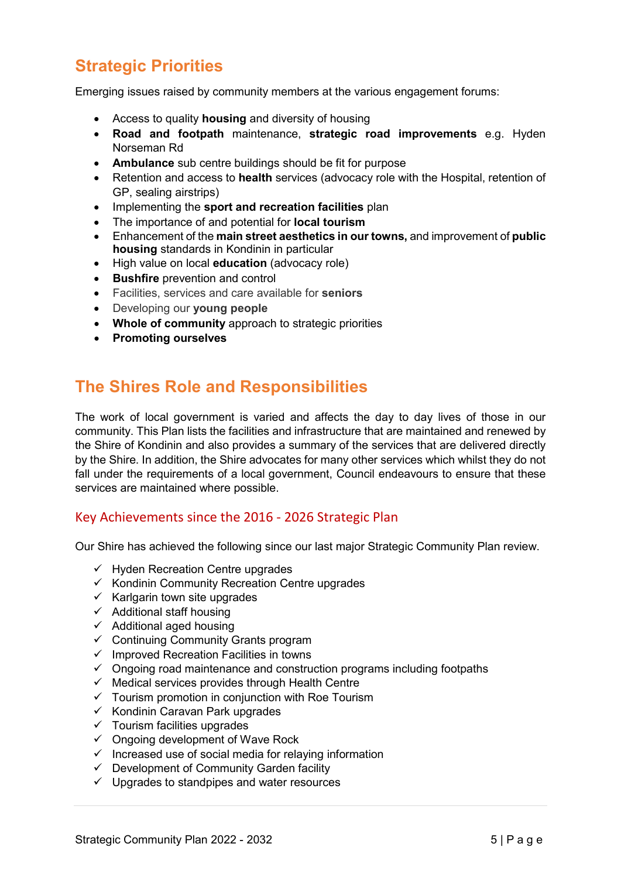## Strategic Priorities

Emerging issues raised by community members at the various engagement forums:

- Access to quality **housing** and diversity of housing
- **Road and footpath** maintenance, **strategic road improvements** e.g. Hyden Norseman Rd
- **Ambulance** sub centre buildings should be fit for purpose
- Retention and access to **health** services (advocacy role with the Hospital, retention of GP, sealing airstrips)
- Implementing the **sport and recreation facilities** plan
- The importance of and potential for **local tourism**
- Enhancement of the **main street aesthetics in our towns,** and improvement of **public housing** standards in Kondinin in particular
- High value on local **education** (advocacy role)
- **Bushfire** prevention and control
- Facilities, services and care available for **seniors**
- Developing our **young people**
- **Whole of community** approach to strategic priorities
- **Promoting ourselves**

## The Shires Role and Responsibilities

The work of local government is varied and affects the day to day lives of those in our community. This Plan lists the facilities and infrastructure that are maintained and renewed by the Shire of Kondinin and also provides a summary of the services that are delivered directly by the Shire. In addition, the Shire advocates for many other services which whilst they do not fall under the requirements of a local government, Council endeavours to ensure that these services are maintained where possible.

### Key Achievements since the 2016 - 2026 Strategic Plan

Our Shire has achieved the following since our last major Strategic Community Plan review.

- ✓ Hyden Recreation Centre upgrades
- ✓ Kondinin Community Recreation Centre upgrades
- ✓ Karlgarin town site upgrades
- ✓ Additional staff housing
- ✓ Additional aged housing
- ✓ Continuing Community Grants program
- ✓ Improved Recreation Facilities in towns
- ✓ Ongoing road maintenance and construction programs including footpaths
- ✓ Medical services provides through Health Centre
- ✓ Tourism promotion in conjunction with Roe Tourism
- ✓ Kondinin Caravan Park upgrades
- ✓ Tourism facilities upgrades
- ✓ Ongoing development of Wave Rock
- ✓ Increased use of social media for relaying information
- ✓ Development of Community Garden facility
- ✓ Upgrades to standpipes and water resources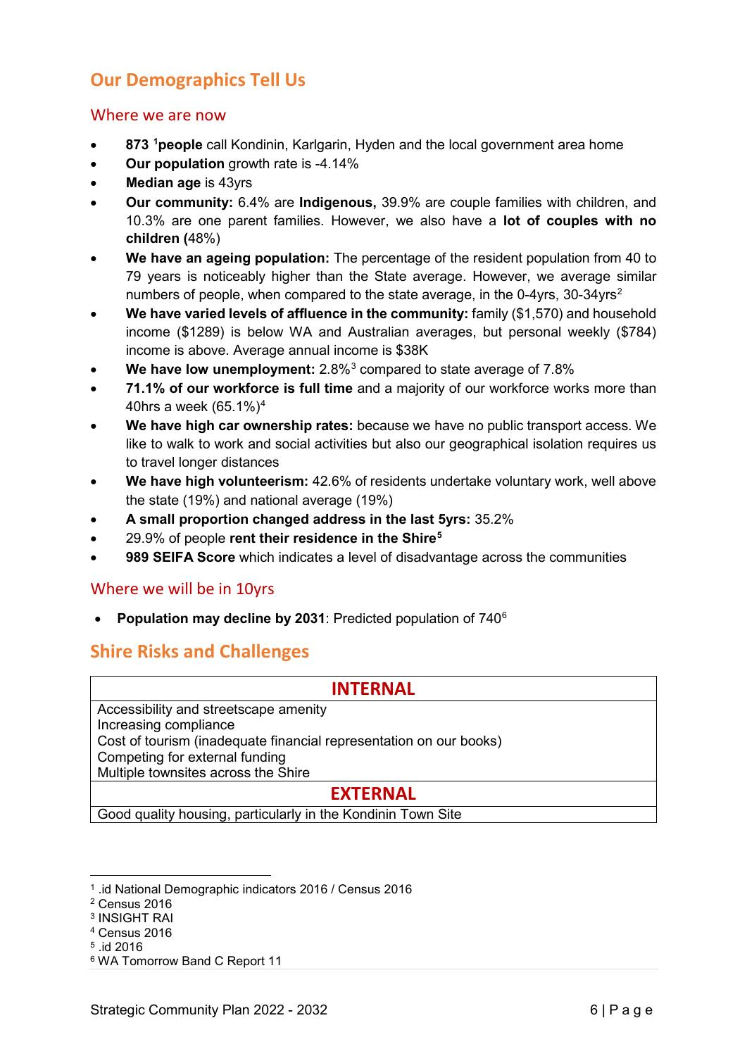## Our Demographics Tell Us

### Where we are now

- **873 [1]people** call Kondinin, Karlgarin, Hyden and the local government area home
- **Our population** growth rate is -4.14%
- **Median age** is 43yrs
- **Our community:** 6.4% are **Indigenous,** 39.9% are couple families with children, and 10.3% are one parent families. However, we also have a **lot of couples with no children (**48%)
- **We have an ageing population:** The percentage of the resident population from 40 to 79 years is noticeably higher than the State average. However, we average similar numbers of people, when compared to the state average, in the 0-4yrs, 30-34yrs[2]
- **We have varied levels of affluence in the community:** family ($1,570) and household income ($1289) is below WA and Australian averages, but personal weekly ($784) income is above. Average annual income is $38K
- **We have low unemployment:** 2.8%[3] compared to state average of 7.8%
- **71.1% of our workforce is full time** and a majority of our workforce works more than 40hrs a week (65.1%)[4]
- **We have high car ownership rates:** because we have no public transport access. We like to walk to work and social activities but also our geographical isolation requires us to travel longer distances
- **We have high volunteerism:** 42.6% of residents undertake voluntary work, well above the state (19%) and national average (19%)
- **A small proportion changed address in the last 5yrs:** 35.2%
- 29.9% of people **rent their residence in the Shire[5]**
- **989 SEIFA Score** which indicates a level of disadvantage across the communities

### Where we will be in 10yrs

- **Population may decline by 2031**: Predicted population of 740[6]

## Shire Risks and Challenges

| **INTERNAL** |
|---|
| Accessibility and streetscape amenity<br>Increasing compliance<br>Cost of tourism (inadequate financial representation on our books)<br>Competing for external funding<br>Multiple townsites across the Shire |
| **EXTERNAL** |
| Good quality housing, particularly in the Kondinin Town Site |

---

[1] .id National Demographic indicators 2016 / Census 2016
[2] Census 2016
[3] INSIGHT RAI
[4] Census 2016
[5] .id 2016
[6] WA Tomorrow Band C Report 11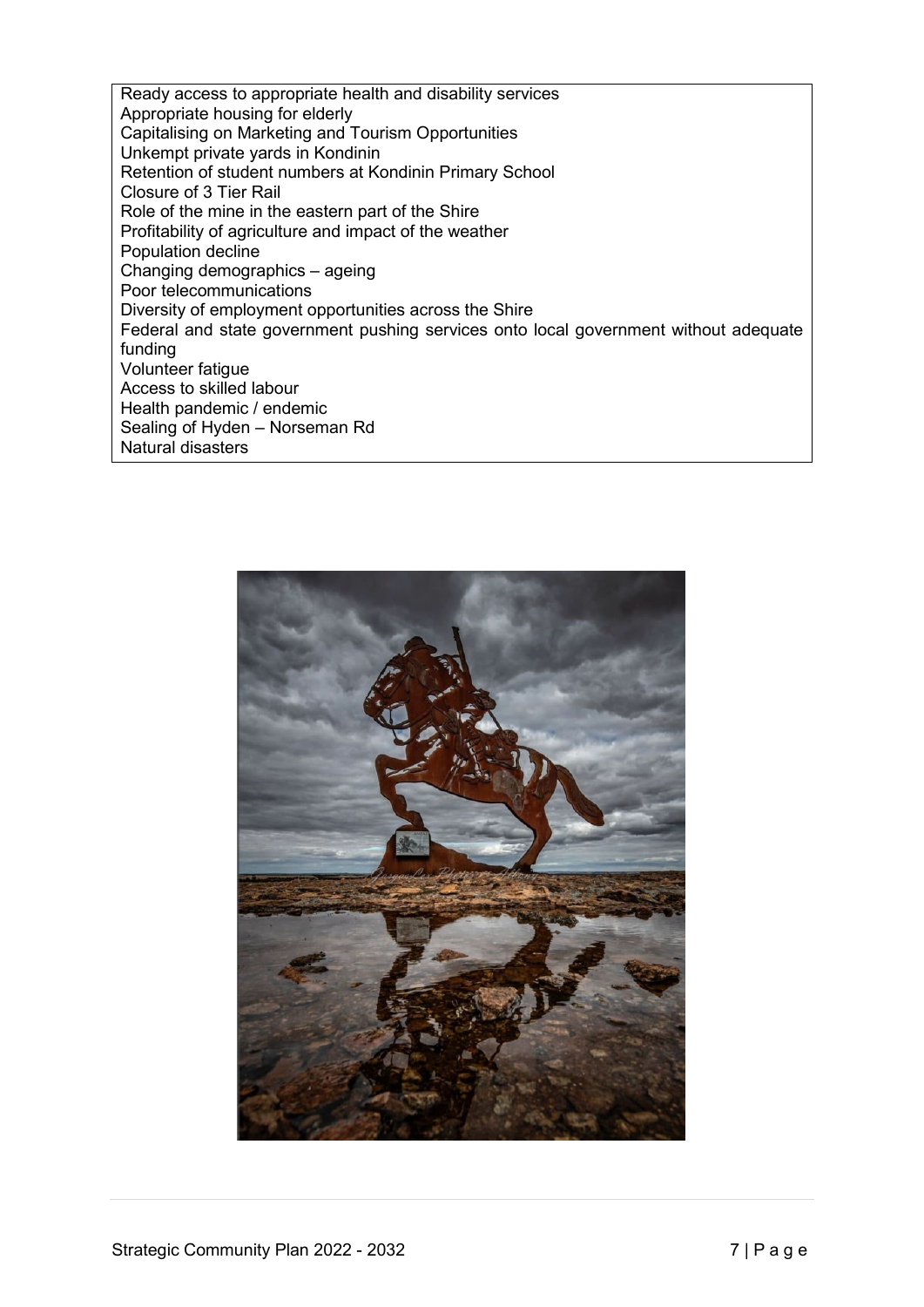Ready access to appropriate health and disability services
Appropriate housing for elderly
Capitalising on Marketing and Tourism Opportunities
Unkempt private yards in Kondinin
Retention of student numbers at Kondinin Primary School
Closure of 3 Tier Rail
Role of the mine in the eastern part of the Shire
Profitability of agriculture and impact of the weather
Population decline
Changing demographics – ageing
Poor telecommunications
Diversity of employment opportunities across the Shire
Federal and state government pushing services onto local government without adequate funding
Volunteer fatigue
Access to skilled labour
Health pandemic / endemic
Sealing of Hyden – Norseman Rd
Natural disasters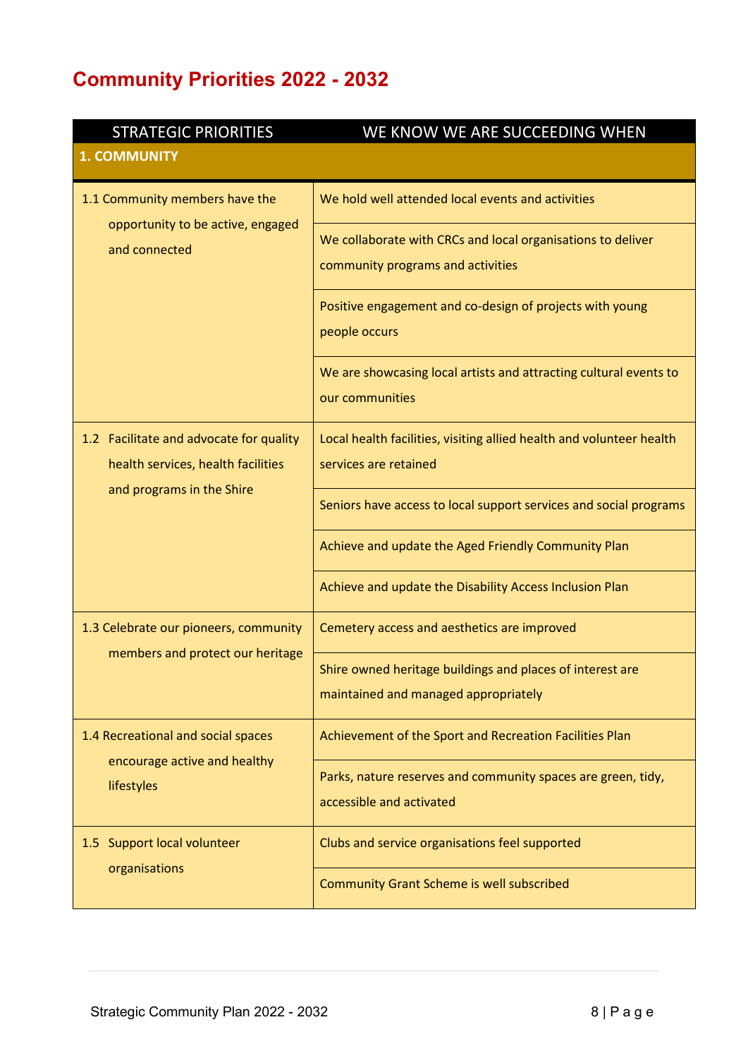# Community Priorities 2022 - 2032

| STRATEGIC PRIORITIES | WE KNOW WE ARE SUCCEEDING WHEN |
|---|---|
| **1. COMMUNITY** | |
| 1.1 Community members have the opportunity to be active, engaged and connected | We hold well attended local events and activities |
| | We collaborate with CRCs and local organisations to deliver community programs and activities |
| | Positive engagement and co-design of projects with young people occurs |
| | We are showcasing local artists and attracting cultural events to our communities |
| 1.2 Facilitate and advocate for quality health services, health facilities and programs in the Shire | Local health facilities, visiting allied health and volunteer health services are retained |
| | Seniors have access to local support services and social programs |
| | Achieve and update the Aged Friendly Community Plan |
| | Achieve and update the Disability Access Inclusion Plan |
| 1.3 Celebrate our pioneers, community members and protect our heritage | Cemetery access and aesthetics are improved |
| | Shire owned heritage buildings and places of interest are maintained and managed appropriately |
| 1.4 Recreational and social spaces encourage active and healthy lifestyles | Achievement of the Sport and Recreation Facilities Plan |
| | Parks, nature reserves and community spaces are green, tidy, accessible and activated |
| 1.5 Support local volunteer organisations | Clubs and service organisations feel supported |
| | Community Grant Scheme is well subscribed |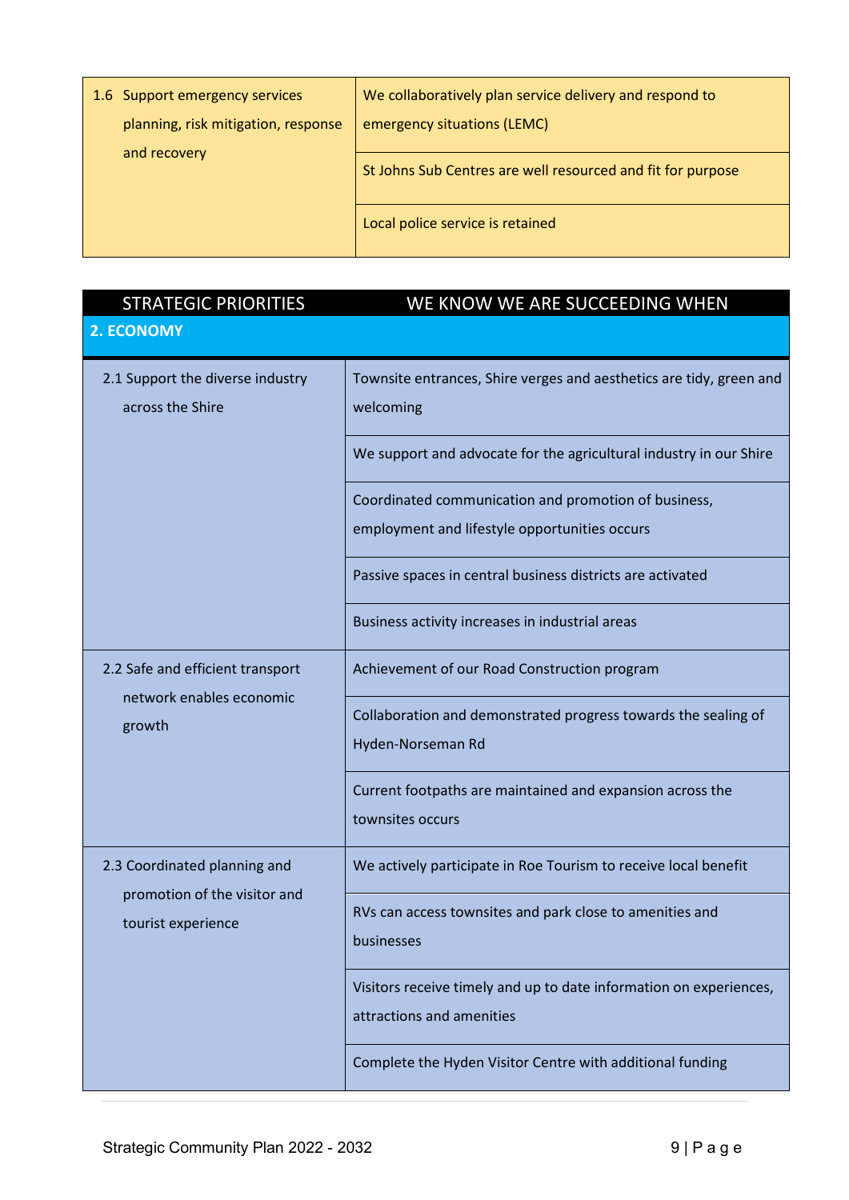| | |
|---|---|
| 1.6 Support emergency services planning, risk mitigation, response and recovery | We collaboratively plan service delivery and respond to emergency situations (LEMC) |
| | St Johns Sub Centres are well resourced and fit for purpose |
| | Local police service is retained |

| STRATEGIC PRIORITIES | WE KNOW WE ARE SUCCEEDING WHEN |
|---|---|
| **2. ECONOMY** | |
| 2.1 Support the diverse industry across the Shire | Townsite entrances, Shire verges and aesthetics are tidy, green and welcoming |
| | We support and advocate for the agricultural industry in our Shire |
| | Coordinated communication and promotion of business, employment and lifestyle opportunities occurs |
| | Passive spaces in central business districts are activated |
| | Business activity increases in industrial areas |
| 2.2 Safe and efficient transport network enables economic growth | Achievement of our Road Construction program |
| | Collaboration and demonstrated progress towards the sealing of Hyden-Norseman Rd |
| | Current footpaths are maintained and expansion across the townsites occurs |
| 2.3 Coordinated planning and promotion of the visitor and tourist experience | We actively participate in Roe Tourism to receive local benefit |
| | RVs can access townsites and park close to amenities and businesses |
| | Visitors receive timely and up to date information on experiences, attractions and amenities |
| | Complete the Hyden Visitor Centre with additional funding |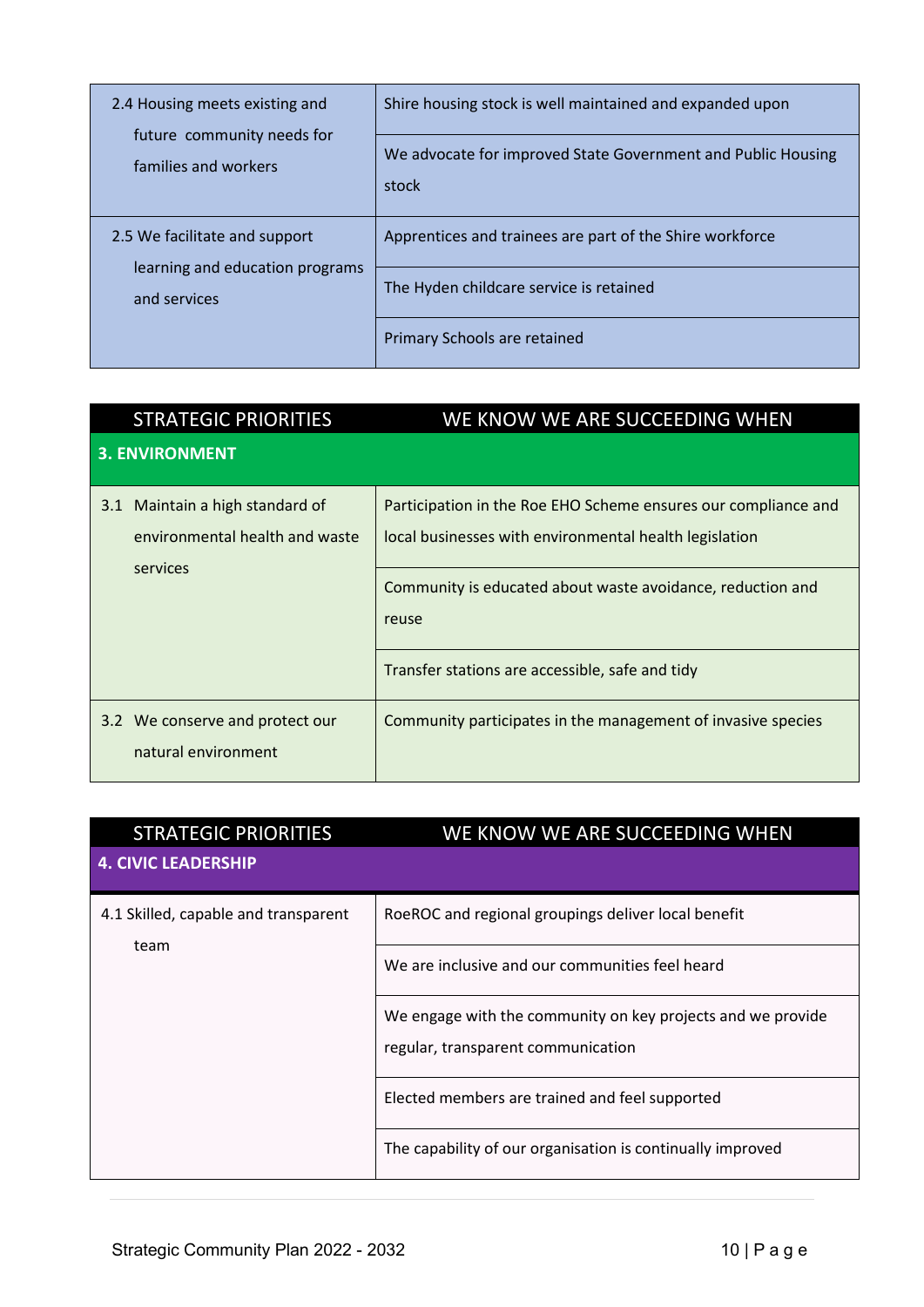| | |
|---|---|
| 2.4 Housing meets existing and future community needs for families and workers | Shire housing stock is well maintained and expanded upon |
| | We advocate for improved State Government and Public Housing stock |
| 2.5 We facilitate and support learning and education programs and services | Apprentices and trainees are part of the Shire workforce |
| | The Hyden childcare service is retained |
| | Primary Schools are retained |

| STRATEGIC PRIORITIES | WE KNOW WE ARE SUCCEEDING WHEN |
|---|---|
| **3. ENVIRONMENT** | |
| 3.1 Maintain a high standard of environmental health and waste services | Participation in the Roe EHO Scheme ensures our compliance and local businesses with environmental health legislation |
| | Community is educated about waste avoidance, reduction and reuse |
| | Transfer stations are accessible, safe and tidy |
| 3.2 We conserve and protect our natural environment | Community participates in the management of invasive species |

| STRATEGIC PRIORITIES | WE KNOW WE ARE SUCCEEDING WHEN |
|---|---|
| **4. CIVIC LEADERSHIP** | |
| 4.1 Skilled, capable and transparent team | RoeROC and regional groupings deliver local benefit |
| | We are inclusive and our communities feel heard |
| | We engage with the community on key projects and we provide regular, transparent communication |
| | Elected members are trained and feel supported |
| | The capability of our organisation is continually improved |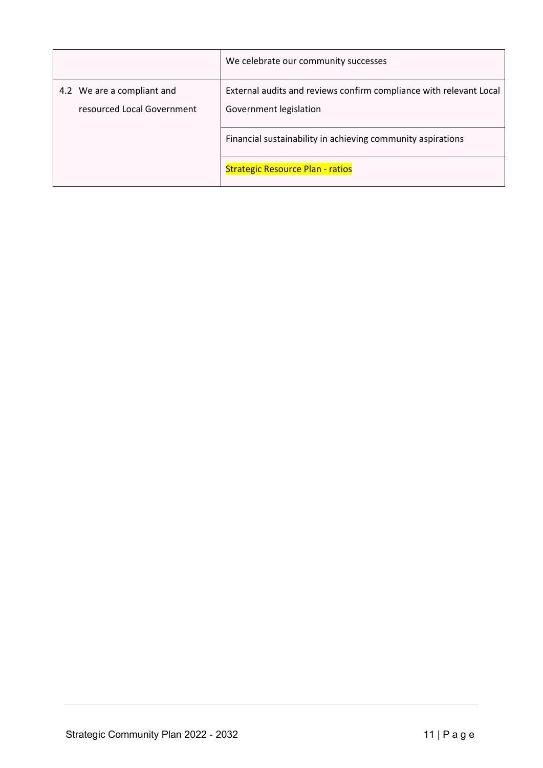| | |
|---|---|
| | We celebrate our community successes |
| 4.2 We are a compliant and resourced Local Government | External audits and reviews confirm compliance with relevant Local Government legislation |
| | Financial sustainability in achieving community aspirations |
| | Strategic Resource Plan - ratios |